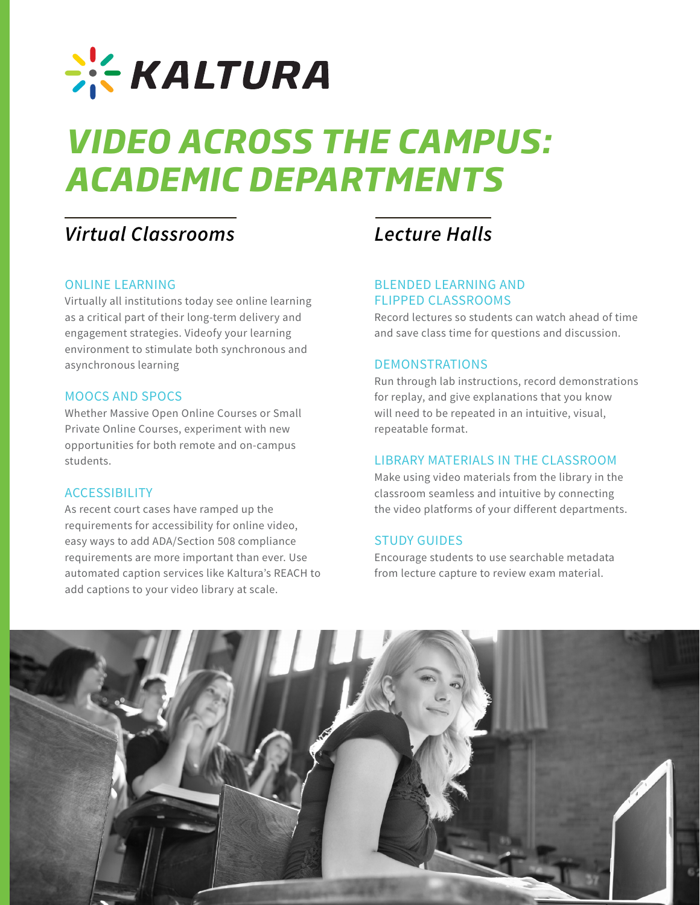# KALTURA

# VIDEO ACROSS THE CAMPUS: ACADEMIC DEPARTMENTS

## *Virtual Classrooms*

### ONLINE LEARNING

Virtually all institutions today see online learning as a critical part of their long-term delivery and engagement strategies. Videofy your learning environment to stimulate both synchronous and asynchronous learning

### MOOCS AND SPOCS

Whether Massive Open Online Courses or Small Private Online Courses, experiment with new opportunities for both remote and on-campus students.

### ACCESSIBILITY

As recent court cases have ramped up the requirements for accessibility for online video, easy ways to add ADA/Section 508 compliance requirements are more important than ever. Use automated caption services like Kaltura's REACH to add captions to your video library at scale.

## *Lecture Halls*

### BLENDED LEARNING AND FLIPPED CLASSROOMS

Record lectures so students can watch ahead of time and save class time for questions and discussion.

### DEMONSTRATIONS

Run through lab instructions, record demonstrations for replay, and give explanations that you know will need to be repeated in an intuitive, visual, repeatable format.

### LIBRARY MATERIALS IN THE CLASSROOM

Make using video materials from the library in the classroom seamless and intuitive by connecting the video platforms of your different departments.

### STUDY GUIDES

Encourage students to use searchable metadata from lecture capture to review exam material.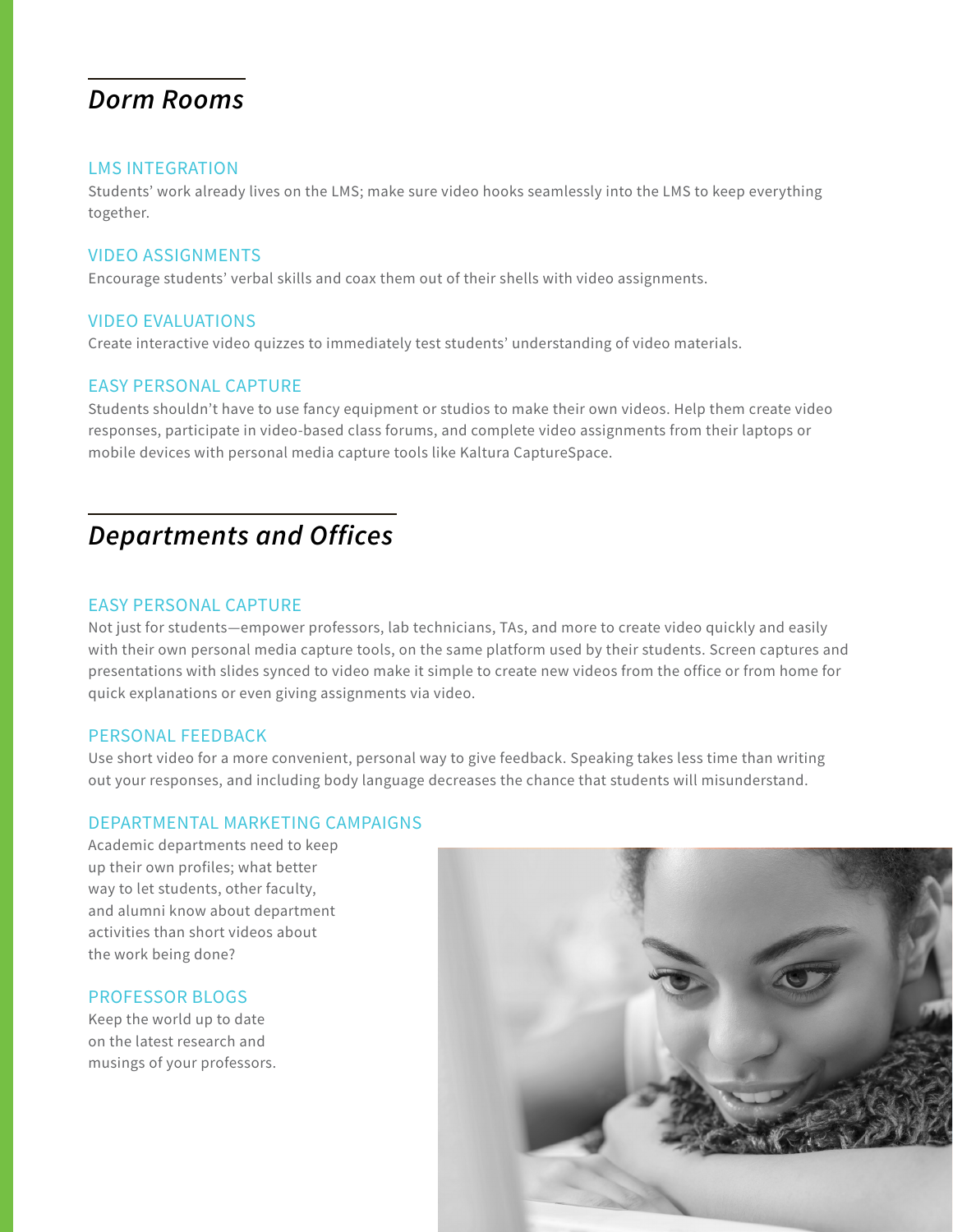## *Dorm Rooms*

### LMS INTEGRATION

Students' work already lives on the LMS; make sure video hooks seamlessly into the LMS to keep everything together.

### VIDEO ASSIGNMENTS

Encourage students' verbal skills and coax them out of their shells with video assignments.

### VIDEO EVALUATIONS

Create interactive video quizzes to immediately test students' understanding of video materials.

### EASY PERSONAL CAPTURE

Students shouldn't have to use fancy equipment or studios to make their own videos. Help them create video responses, participate in video-based class forums, and complete video assignments from their laptops or mobile devices with personal media capture tools like Kaltura CaptureSpace.

## *Departments and Offices*

### EASY PERSONAL CAPTURE

Not just for students—empower professors, lab technicians, TAs, and more to create video quickly and easily with their own personal media capture tools, on the same platform used by their students. Screen captures and presentations with slides synced to video make it simple to create new videos from the office or from home for quick explanations or even giving assignments via video.

### PERSONAL FEEDBACK

Use short video for a more convenient, personal way to give feedback. Speaking takes less time than writing out your responses, and including body language decreases the chance that students will misunderstand.

### DEPARTMENTAL MARKETING CAMPAIGNS

Academic departments need to keep up their own profiles; what better way to let students, other faculty, and alumni know about department activities than short videos about the work being done?

### PROFESSOR BLOGS

Keep the world up to date on the latest research and musings of your professors.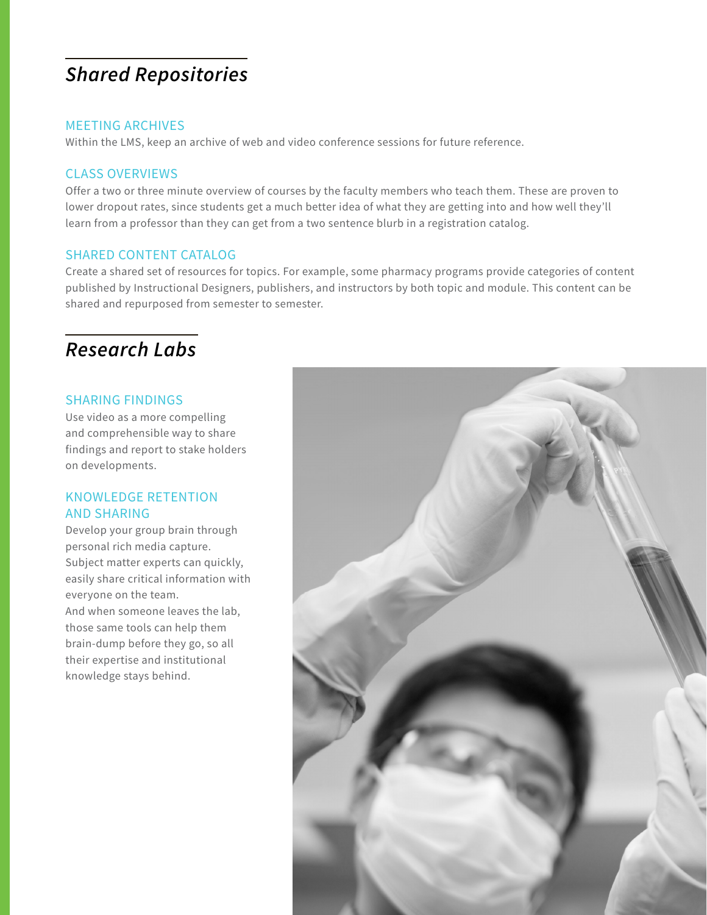## *Shared Repositories*

### MEETING ARCHIVES

Within the LMS, keep an archive of web and video conference sessions for future reference.

### CLASS OVERVIEWS

Offer a two or three minute overview of courses by the faculty members who teach them. These are proven to lower dropout rates, since students get a much better idea of what they are getting into and how well they'll learn from a professor than they can get from a two sentence blurb in a registration catalog.

### SHARED CONTENT CATALOG

Create a shared set of resources for topics. For example, some pharmacy programs provide categories of content published by Instructional Designers, publishers, and instructors by both topic and module. This content can be shared and repurposed from semester to semester.

## *Research Labs*

### SHARING FINDINGS

Use video as a more compelling and comprehensible way to share findings and report to stake holders on developments.

### KNOWLEDGE RETENTION AND SHARING

Develop your group brain through personal rich media capture. Subject matter experts can quickly, easily share critical information with everyone on the team.
And when someone leaves the lab, those same tools can help them brain-dump before they go, so all their expertise and institutional knowledge stays behind.